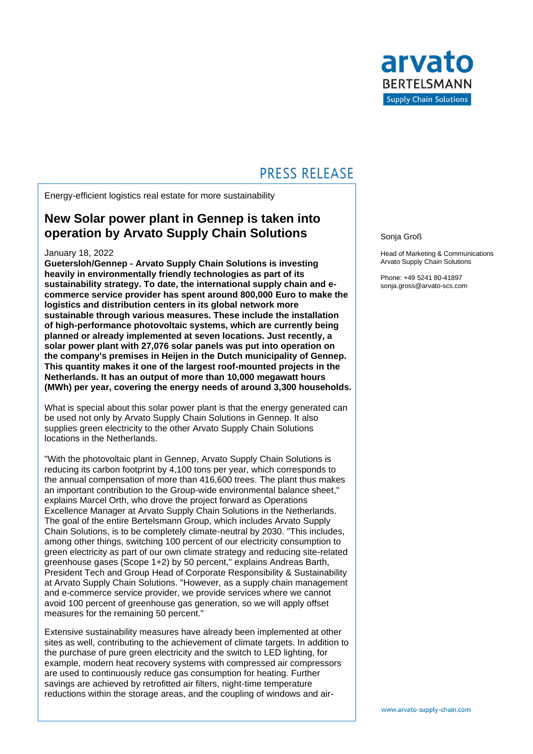PRESS RELEASE

Energy-efficient logistics real estate for more sustainability

## New Solar power plant in Gennep is taken into operation by Arvato Supply Chain Solutions

January 18, 2022

**Guetersloh/Gennep - Arvato Supply Chain Solutions is investing heavily in environmentally friendly technologies as part of its sustainability strategy. To date, the international supply chain and e-commerce service provider has spent around 800,000 Euro to make the logistics and distribution centers in its global network more sustainable through various measures. These include the installation of high-performance photovoltaic systems, which are currently being planned or already implemented at seven locations. Just recently, a solar power plant with 27,076 solar panels was put into operation on the company's premises in Heijen in the Dutch municipality of Gennep. This quantity makes it one of the largest roof-mounted projects in the Netherlands. It has an output of more than 10,000 megawatt hours (MWh) per year, covering the energy needs of around 3,300 households.**

What is special about this solar power plant is that the energy generated can be used not only by Arvato Supply Chain Solutions in Gennep. It also supplies green electricity to the other Arvato Supply Chain Solutions locations in the Netherlands.

"With the photovoltaic plant in Gennep, Arvato Supply Chain Solutions is reducing its carbon footprint by 4,100 tons per year, which corresponds to the annual compensation of more than 416,600 trees. The plant thus makes an important contribution to the Group-wide environmental balance sheet," explains Marcel Orth, who drove the project forward as Operations Excellence Manager at Arvato Supply Chain Solutions in the Netherlands. The goal of the entire Bertelsmann Group, which includes Arvato Supply Chain Solutions, is to be completely climate-neutral by 2030. "This includes, among other things, switching 100 percent of our electricity consumption to green electricity as part of our own climate strategy and reducing site-related greenhouse gases (Scope 1+2) by 50 percent," explains Andreas Barth, President Tech and Group Head of Corporate Responsibility & Sustainability at Arvato Supply Chain Solutions. "However, as a supply chain management and e-commerce service provider, we provide services where we cannot avoid 100 percent of greenhouse gas generation, so we will apply offset measures for the remaining 50 percent."

Extensive sustainability measures have already been implemented at other sites as well, contributing to the achievement of climate targets. In addition to the purchase of pure green electricity and the switch to LED lighting, for example, modern heat recovery systems with compressed air compressors are used to continuously reduce gas consumption for heating. Further savings are achieved by retrofitted air filters, night-time temperature reductions within the storage areas, and the coupling of windows and air-

Sonja Groß

Head of Marketing & Communications
Arvato Supply Chain Solutions

Phone: +49 5241 80-41897
sonja.gross@arvato-scs.com

www.arvato-supply-chain.com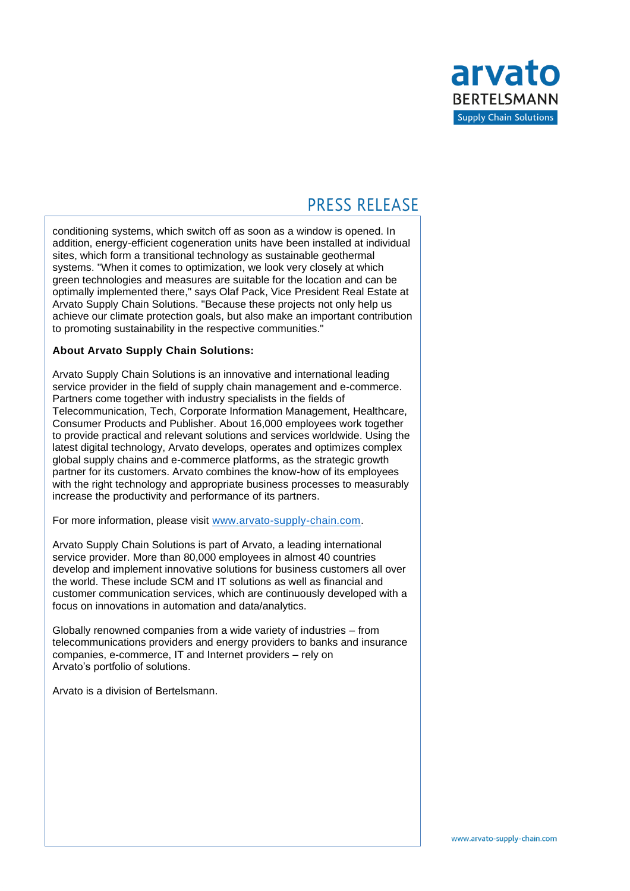# PRESS RELEASE

conditioning systems, which switch off as soon as a window is opened. In addition, energy-efficient cogeneration units have been installed at individual sites, which form a transitional technology as sustainable geothermal systems. "When it comes to optimization, we look very closely at which green technologies and measures are suitable for the location and can be optimally implemented there," says Olaf Pack, Vice President Real Estate at Arvato Supply Chain Solutions. "Because these projects not only help us achieve our climate protection goals, but also make an important contribution to promoting sustainability in the respective communities."

**About Arvato Supply Chain Solutions:**

Arvato Supply Chain Solutions is an innovative and international leading service provider in the field of supply chain management and e-commerce. Partners come together with industry specialists in the fields of Telecommunication, Tech, Corporate Information Management, Healthcare, Consumer Products and Publisher. About 16,000 employees work together to provide practical and relevant solutions and services worldwide. Using the latest digital technology, Arvato develops, operates and optimizes complex global supply chains and e-commerce platforms, as the strategic growth partner for its customers. Arvato combines the know-how of its employees with the right technology and appropriate business processes to measurably increase the productivity and performance of its partners.

For more information, please visit [www.arvato-supply-chain.com](http://www.arvato-supply-chain.com).

Arvato Supply Chain Solutions is part of Arvato, a leading international service provider. More than 80,000 employees in almost 40 countries develop and implement innovative solutions for business customers all over the world. These include SCM and IT solutions as well as financial and customer communication services, which are continuously developed with a focus on innovations in automation and data/analytics.

Globally renowned companies from a wide variety of industries – from telecommunications providers and energy providers to banks and insurance companies, e-commerce, IT and Internet providers – rely on Arvato's portfolio of solutions.

Arvato is a division of Bertelsmann.